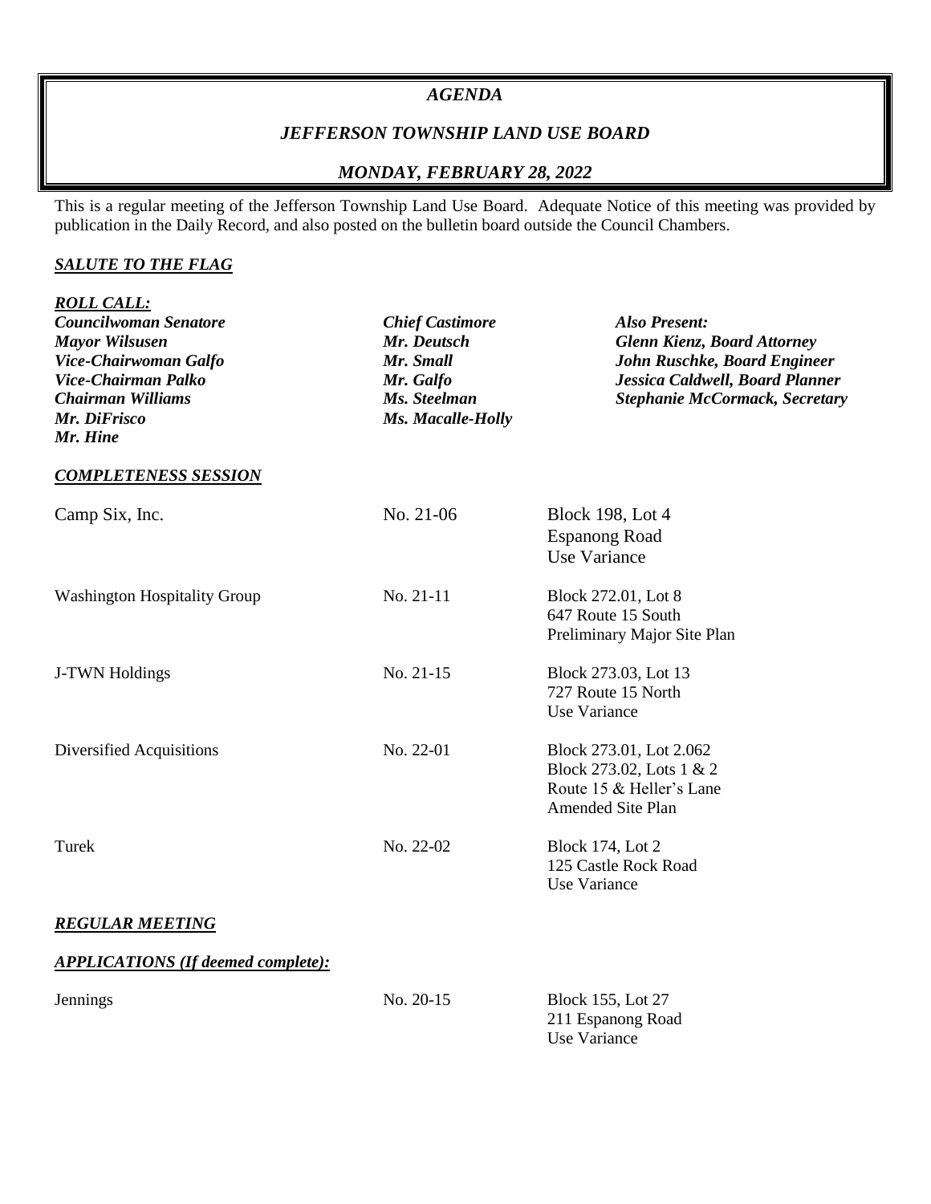# *AGENDA*

## *JEFFERSON TOWNSHIP LAND USE BOARD*

## *MONDAY, FEBRUARY 28, 2022*

This is a regular meeting of the Jefferson Township Land Use Board. Adequate Notice of this meeting was provided by publication in the Daily Record, and also posted on the bulletin board outside the Council Chambers.

***SALUTE TO THE FLAG***

***ROLL CALL:***

| | | |
|---|---|---|
| ***Councilwoman Senatore*** | ***Chief Castimore*** | ***Also Present:*** |
| ***Mayor Wilsusen*** | ***Mr. Deutsch*** | ***Glenn Kienz, Board Attorney*** |
| ***Vice-Chairwoman Galfo*** | ***Mr. Small*** | ***John Ruschke, Board Engineer*** |
| ***Vice-Chairman Palko*** | ***Mr. Galfo*** | ***Jessica Caldwell, Board Planner*** |
| ***Chairman Williams*** | ***Ms. Steelman*** | ***Stephanie McCormack, Secretary*** |
| ***Mr. DiFrisco*** | ***Ms. Macalle-Holly*** | |
| ***Mr. Hine*** | | |

***COMPLETENESS SESSION***

| | | |
|---|---|---|
| Camp Six, Inc. | No. 21-06 | Block 198, Lot 4<br>Espanong Road<br>Use Variance |
| Washington Hospitality Group | No. 21-11 | Block 272.01, Lot 8<br>647 Route 15 South<br>Preliminary Major Site Plan |
| J-TWN Holdings | No. 21-15 | Block 273.03, Lot 13<br>727 Route 15 North<br>Use Variance |
| Diversified Acquisitions | No. 22-01 | Block 273.01, Lot 2.062<br>Block 273.02, Lots 1 & 2<br>Route 15 & Heller's Lane<br>Amended Site Plan |
| Turek | No. 22-02 | Block 174, Lot 2<br>125 Castle Rock Road<br>Use Variance |

***REGULAR MEETING***

***APPLICATIONS (If deemed complete):***

| | | |
|---|---|---|
| Jennings | No. 20-15 | Block 155, Lot 27<br>211 Espanong Road<br>Use Variance |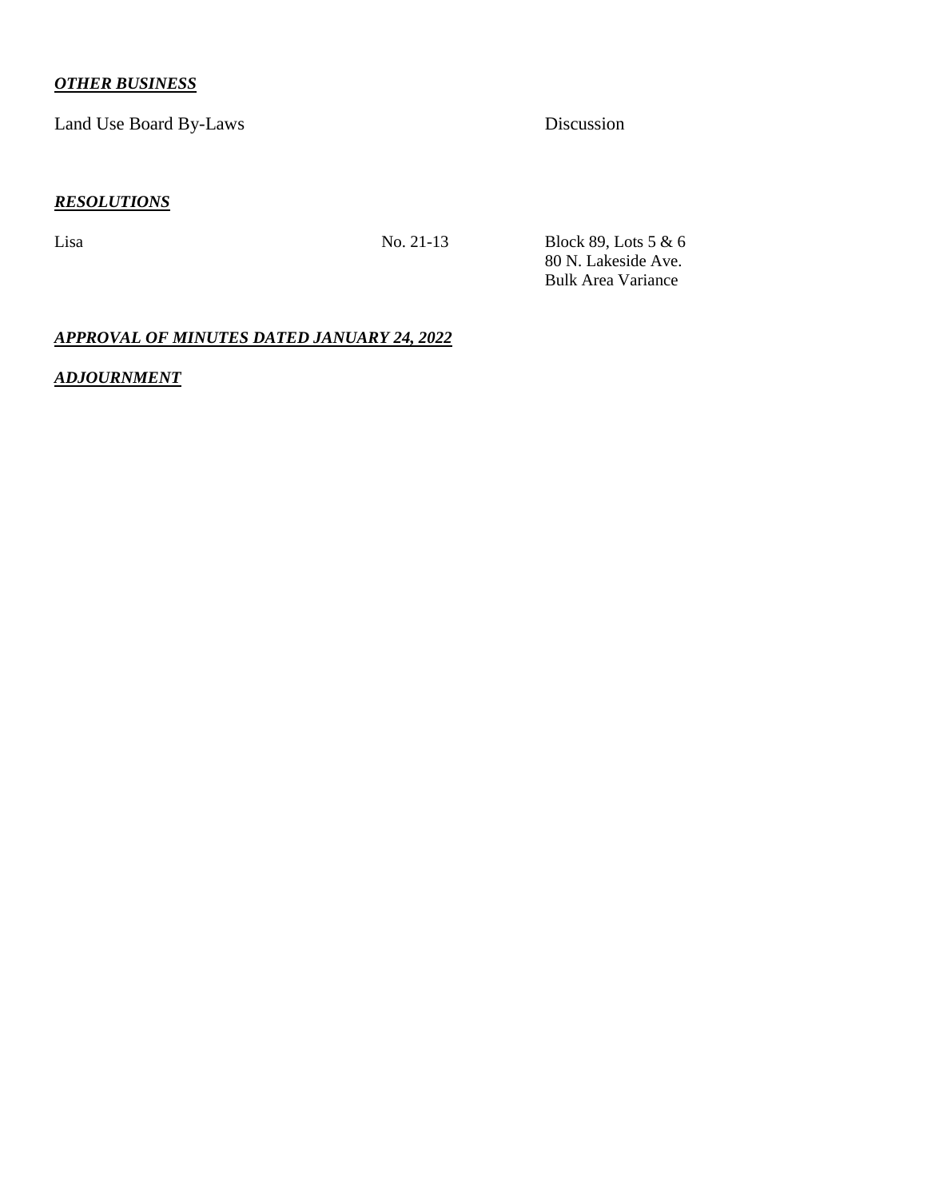***OTHER BUSINESS***

| | |
|---|---|
| Land Use Board By-Laws | Discussion |

***RESOLUTIONS***

| | | |
|---|---|---|
| Lisa | No. 21-13 | Block 89, Lots 5 & 6<br>80 N. Lakeside Ave.<br>Bulk Area Variance |

***APPROVAL OF MINUTES DATED JANUARY 24, 2022***

***ADJOURNMENT***